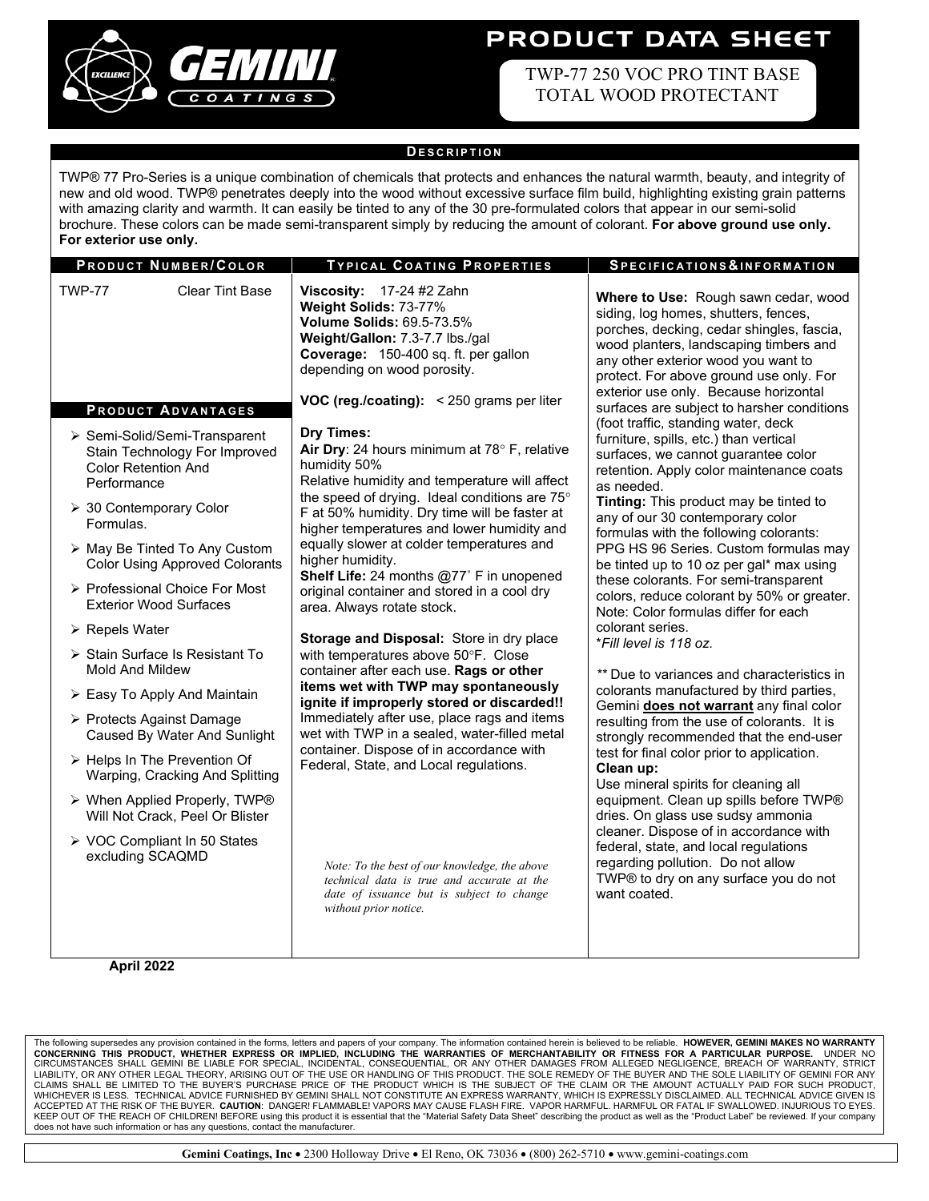# PRODUCT DATA SHEET

## TWP-77 250 VOC PRO TINT BASE TOTAL WOOD PROTECTANT

## DESCRIPTION

TWP® 77 Pro-Series is a unique combination of chemicals that protects and enhances the natural warmth, beauty, and integrity of new and old wood. TWP® penetrates deeply into the wood without excessive surface film build, highlighting existing grain patterns with amazing clarity and warmth. It can easily be tinted to any of the 30 pre-formulated colors that appear in our semi-solid brochure. These colors can be made semi-transparent simply by reducing the amount of colorant. **For above ground use only. For exterior use only.**

## PRODUCT NUMBER/COLOR

TWP-77 Clear Tint Base

## PRODUCT ADVANTAGES

- Semi-Solid/Semi-Transparent Stain Technology For Improved Color Retention And Performance
- 30 Contemporary Color Formulas.
- May Be Tinted To Any Custom Color Using Approved Colorants
- Professional Choice For Most Exterior Wood Surfaces
- Repels Water
- Stain Surface Is Resistant To Mold And Mildew
- Easy To Apply And Maintain
- Protects Against Damage Caused By Water And Sunlight
- Helps In The Prevention Of Warping, Cracking And Splitting
- When Applied Properly, TWP® Will Not Crack, Peel Or Blister
- VOC Compliant In 50 States excluding SCAQMD

## TYPICAL COATING PROPERTIES

**Viscosity:** 17-24 #2 Zahn
**Weight Solids:** 73-77%
**Volume Solids:** 69.5-73.5%
**Weight/Gallon:** 7.3-7.7 lbs./gal
**Coverage:** 150-400 sq. ft. per gallon depending on wood porosity.

**VOC (reg./coating):** < 250 grams per liter

**Dry Times:**
**Air Dry**: 24 hours minimum at 78° F, relative humidity 50%
Relative humidity and temperature will affect the speed of drying. Ideal conditions are 75° F at 50% humidity. Dry time will be faster at higher temperatures and lower humidity and equally slower at colder temperatures and higher humidity.
**Shelf Life:** 24 months @77° F in unopened original container and stored in a cool dry area. Always rotate stock.

**Storage and Disposal:** Store in dry place with temperatures above 50°F. Close container after each use. **Rags or other items wet with TWP may spontaneously ignite if improperly stored or discarded!!** Immediately after use, place rags and items wet with TWP in a sealed, water-filled metal container. Dispose of in accordance with Federal, State, and Local regulations.

*Note: To the best of our knowledge, the above technical data is true and accurate at the date of issuance but is subject to change without prior notice.*

## SPECIFICATIONS & INFORMATION

**Where to Use:** Rough sawn cedar, wood siding, log homes, shutters, fences, porches, decking, cedar shingles, fascia, wood planters, landscaping timbers and any other exterior wood you want to protect. For above ground use only. For exterior use only. Because horizontal surfaces are subject to harsher conditions (foot traffic, standing water, deck furniture, spills, etc.) than vertical surfaces, we cannot guarantee color retention. Apply color maintenance coats as needed.
**Tinting:** This product may be tinted to any of our 30 contemporary color formulas with the following colorants: PPG HS 96 Series. Custom formulas may be tinted up to 10 oz per gal* max using these colorants. For semi-transparent colors, reduce colorant by 50% or greater. Note: Color formulas differ for each colorant series.
**Fill level is 118 oz.*

*** Due to variances and characteristics in colorants manufactured by third parties, Gemini **does not warrant** any final color resulting from the use of colorants. It is strongly recommended that the end-user test for final color prior to application.
**Clean up:**
Use mineral spirits for cleaning all equipment. Clean up spills before TWP® dries. On glass use sudsy ammonia cleaner. Dispose of in accordance with federal, state, and local regulations regarding pollution. Do not allow TWP® to dry on any surface you do not want coated.

**April 2022**

The following supersedes any provision contained in the forms, letters and papers of your company. The information contained herein is believed to be reliable. **HOWEVER, GEMINI MAKES NO WARRANTY CONCERNING THIS PRODUCT, WHETHER EXPRESS OR IMPLIED, INCLUDING THE WARRANTIES OF MERCHANTABILITY OR FITNESS FOR A PARTICULAR PURPOSE.** UNDER NO CIRCUMSTANCES SHALL GEMINI BE LIABLE FOR SPECIAL, INCIDENTAL, CONSEQUENTIAL, OR ANY OTHER DAMAGES FROM ALLEGED NEGLIGENCE, BREACH OF WARRANTY, STRICT LIABILITY, OR ANY OTHER LEGAL THEORY, ARISING OUT OF THE USE OR HANDLING OF THIS PRODUCT. THE SOLE REMEDY OF THE BUYER AND THE SOLE LIABILITY OF GEMINI FOR ANY CLAIMS SHALL BE LIMITED TO THE BUYER'S PURCHASE PRICE OF THE PRODUCT WHICH IS THE SUBJECT OF THE CLAIM OR THE AMOUNT ACTUALLY PAID FOR SUCH PRODUCT, WHICHEVER IS LESS. TECHNICAL ADVICE FURNISHED BY GEMINI SHALL NOT CONSTITUTE AN EXPRESS WARRANTY, WHICH IS EXPRESSLY DISCLAIMED. ALL TECHNICAL ADVICE GIVEN IS ACCEPTED AT THE RISK OF THE BUYER. **CAUTION**: DANGER! FLAMMABLE! VAPORS MAY CAUSE FLASH FIRE. VAPOR HARMFUL. HARMFUL OR FATAL IF SWALLOWED. INJURIOUS TO EYES. KEEP OUT OF THE REACH OF CHILDREN! BEFORE using this product it is essential that the "Material Safety Data Sheet" describing the product as well as the "Product Label" be reviewed. If your company does not have such information or has any questions, contact the manufacturer.

**Gemini Coatings, Inc** • 2300 Holloway Drive • El Reno, OK 73036 • (800) 262-5710 • www.gemini-coatings.com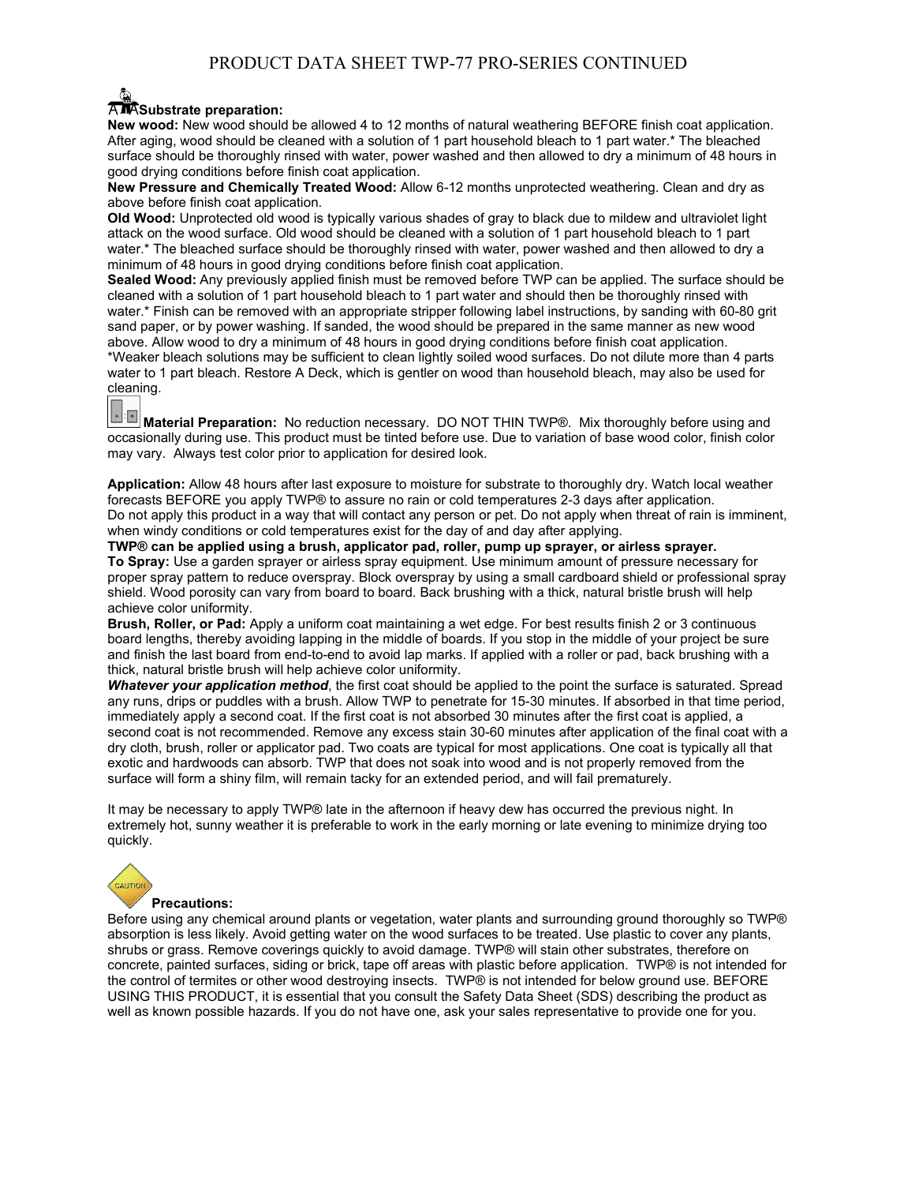# PRODUCT DATA SHEET TWP-77 PRO-SERIES CONTINUED

**Substrate preparation:**

**New wood:** New wood should be allowed 4 to 12 months of natural weathering BEFORE finish coat application. After aging, wood should be cleaned with a solution of 1 part household bleach to 1 part water.* The bleached surface should be thoroughly rinsed with water, power washed and then allowed to dry a minimum of 48 hours in good drying conditions before finish coat application.

**New Pressure and Chemically Treated Wood:** Allow 6-12 months unprotected weathering. Clean and dry as above before finish coat application.

**Old Wood:** Unprotected old wood is typically various shades of gray to black due to mildew and ultraviolet light attack on the wood surface. Old wood should be cleaned with a solution of 1 part household bleach to 1 part water.* The bleached surface should be thoroughly rinsed with water, power washed and then allowed to dry a minimum of 48 hours in good drying conditions before finish coat application.

**Sealed Wood:** Any previously applied finish must be removed before TWP can be applied. The surface should be cleaned with a solution of 1 part household bleach to 1 part water and should then be thoroughly rinsed with water.* Finish can be removed with an appropriate stripper following label instructions, by sanding with 60-80 grit sand paper, or by power washing. If sanded, the wood should be prepared in the same manner as new wood above. Allow wood to dry a minimum of 48 hours in good drying conditions before finish coat application.

*Weaker bleach solutions may be sufficient to clean lightly soiled wood surfaces. Do not dilute more than 4 parts water to 1 part bleach. Restore A Deck, which is gentler on wood than household bleach, may also be used for cleaning.

**Material Preparation:** No reduction necessary. DO NOT THIN TWP®. Mix thoroughly before using and occasionally during use. This product must be tinted before use. Due to variation of base wood color, finish color may vary. Always test color prior to application for desired look.

**Application:** Allow 48 hours after last exposure to moisture for substrate to thoroughly dry. Watch local weather forecasts BEFORE you apply TWP® to assure no rain or cold temperatures 2-3 days after application. Do not apply this product in a way that will contact any person or pet. Do not apply when threat of rain is imminent, when windy conditions or cold temperatures exist for the day of and day after applying.

**TWP® can be applied using a brush, applicator pad, roller, pump up sprayer, or airless sprayer.**

**To Spray:** Use a garden sprayer or airless spray equipment. Use minimum amount of pressure necessary for proper spray pattern to reduce overspray. Block overspray by using a small cardboard shield or professional spray shield. Wood porosity can vary from board to board. Back brushing with a thick, natural bristle brush will help achieve color uniformity.

**Brush, Roller, or Pad:** Apply a uniform coat maintaining a wet edge. For best results finish 2 or 3 continuous board lengths, thereby avoiding lapping in the middle of boards. If you stop in the middle of your project be sure and finish the last board from end-to-end to avoid lap marks. If applied with a roller or pad, back brushing with a thick, natural bristle brush will help achieve color uniformity.

***Whatever your application method***, the first coat should be applied to the point the surface is saturated. Spread any runs, drips or puddles with a brush. Allow TWP to penetrate for 15-30 minutes. If absorbed in that time period, immediately apply a second coat. If the first coat is not absorbed 30 minutes after the first coat is applied, a second coat is not recommended. Remove any excess stain 30-60 minutes after application of the final coat with a dry cloth, brush, roller or applicator pad. Two coats are typical for most applications. One coat is typically all that exotic and hardwoods can absorb. TWP that does not soak into wood and is not properly removed from the surface will form a shiny film, will remain tacky for an extended period, and will fail prematurely.

It may be necessary to apply TWP® late in the afternoon if heavy dew has occurred the previous night. In extremely hot, sunny weather it is preferable to work in the early morning or late evening to minimize drying too quickly.

**Precautions:**

Before using any chemical around plants or vegetation, water plants and surrounding ground thoroughly so TWP® absorption is less likely. Avoid getting water on the wood surfaces to be treated. Use plastic to cover any plants, shrubs or grass. Remove coverings quickly to avoid damage. TWP® will stain other substrates, therefore on concrete, painted surfaces, siding or brick, tape off areas with plastic before application. TWP® is not intended for the control of termites or other wood destroying insects. TWP® is not intended for below ground use. BEFORE USING THIS PRODUCT, it is essential that you consult the Safety Data Sheet (SDS) describing the product as well as known possible hazards. If you do not have one, ask your sales representative to provide one for you.